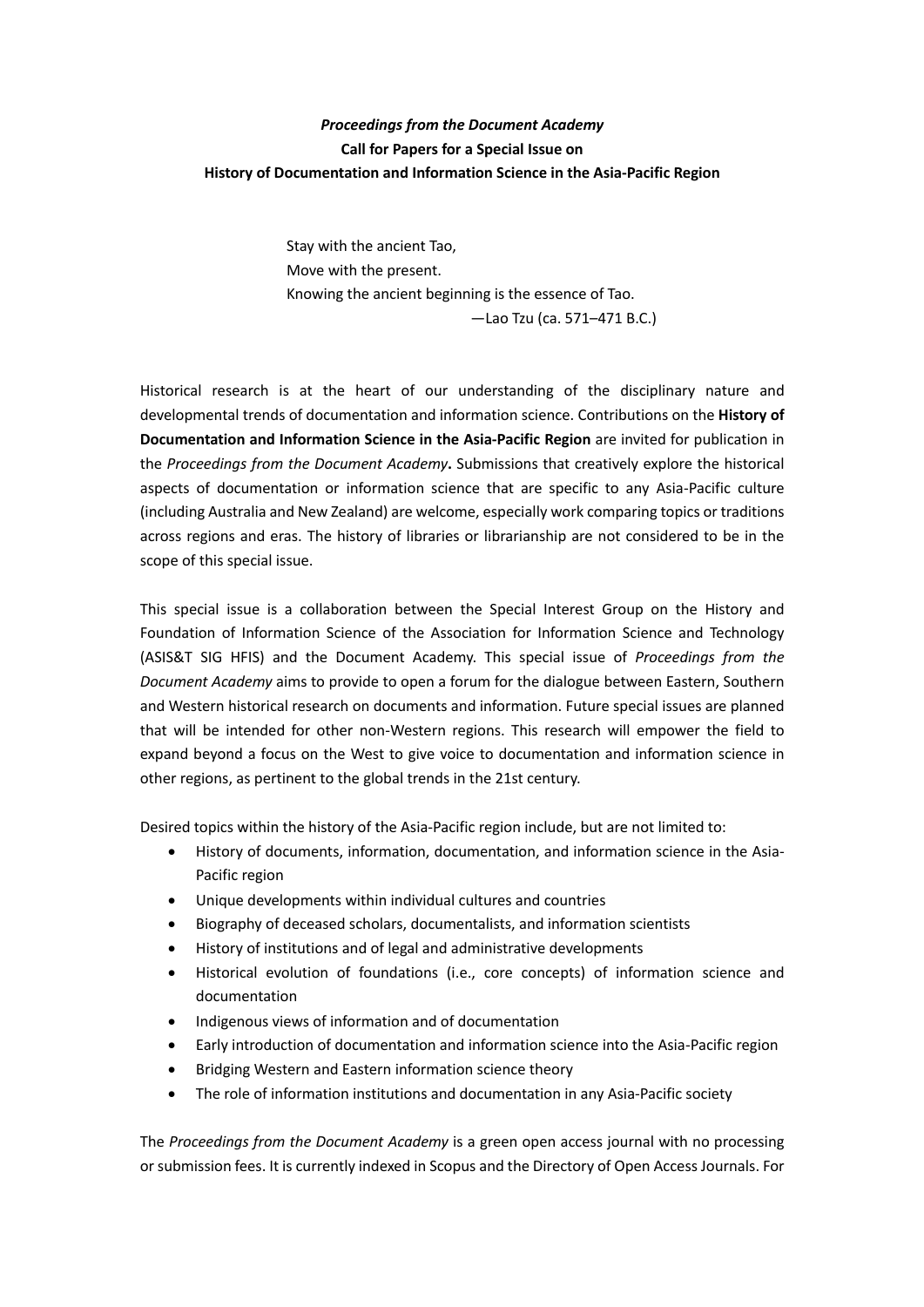***Proceedings from the Document Academy***
**Call for Papers for a Special Issue on**
**History of Documentation and Information Science in the Asia-Pacific Region**

> Stay with the ancient Tao,
> Move with the present.
> Knowing the ancient beginning is the essence of Tao.
> —Lao Tzu (ca. 571–471 B.C.)

Historical research is at the heart of our understanding of the disciplinary nature and developmental trends of documentation and information science. Contributions on the **History of Documentation and Information Science in the Asia-Pacific Region** are invited for publication in the *Proceedings from the Document Academy***.** Submissions that creatively explore the historical aspects of documentation or information science that are specific to any Asia-Pacific culture (including Australia and New Zealand) are welcome, especially work comparing topics or traditions across regions and eras. The history of libraries or librarianship are not considered to be in the scope of this special issue.

This special issue is a collaboration between the Special Interest Group on the History and Foundation of Information Science of the Association for Information Science and Technology (ASIS&T SIG HFIS) and the Document Academy. This special issue of *Proceedings from the Document Academy* aims to provide to open a forum for the dialogue between Eastern, Southern and Western historical research on documents and information. Future special issues are planned that will be intended for other non-Western regions. This research will empower the field to expand beyond a focus on the West to give voice to documentation and information science in other regions, as pertinent to the global trends in the 21st century.

Desired topics within the history of the Asia-Pacific region include, but are not limited to:

- History of documents, information, documentation, and information science in the Asia-Pacific region
- Unique developments within individual cultures and countries
- Biography of deceased scholars, documentalists, and information scientists
- History of institutions and of legal and administrative developments
- Historical evolution of foundations (i.e., core concepts) of information science and documentation
- Indigenous views of information and of documentation
- Early introduction of documentation and information science into the Asia-Pacific region
- Bridging Western and Eastern information science theory
- The role of information institutions and documentation in any Asia-Pacific society

The *Proceedings from the Document Academy* is a green open access journal with no processing or submission fees. It is currently indexed in Scopus and the Directory of Open Access Journals. For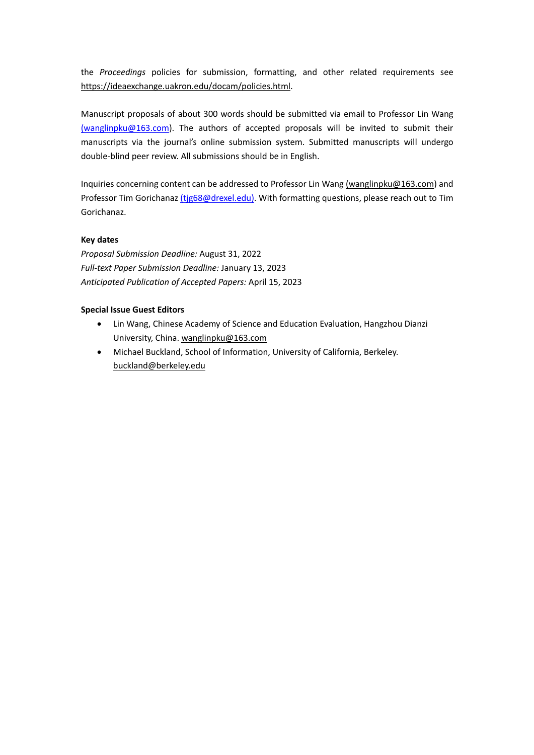the *Proceedings* policies for submission, formatting, and other related requirements see https://ideaexchange.uakron.edu/docam/policies.html.

Manuscript proposals of about 300 words should be submitted via email to Professor Lin Wang (wanglinpku@163.com). The authors of accepted proposals will be invited to submit their manuscripts via the journal's online submission system. Submitted manuscripts will undergo double-blind peer review. All submissions should be in English.

Inquiries concerning content can be addressed to Professor Lin Wang (wanglinpku@163.com) and Professor Tim Gorichanaz (tjg68@drexel.edu). With formatting questions, please reach out to Tim Gorichanaz.

**Key dates**

*Proposal Submission Deadline:* August 31, 2022
*Full-text Paper Submission Deadline:* January 13, 2023
*Anticipated Publication of Accepted Papers:* April 15, 2023

**Special Issue Guest Editors**

- Lin Wang, Chinese Academy of Science and Education Evaluation, Hangzhou Dianzi University, China. wanglinpku@163.com
- Michael Buckland, School of Information, University of California, Berkeley. buckland@berkeley.edu